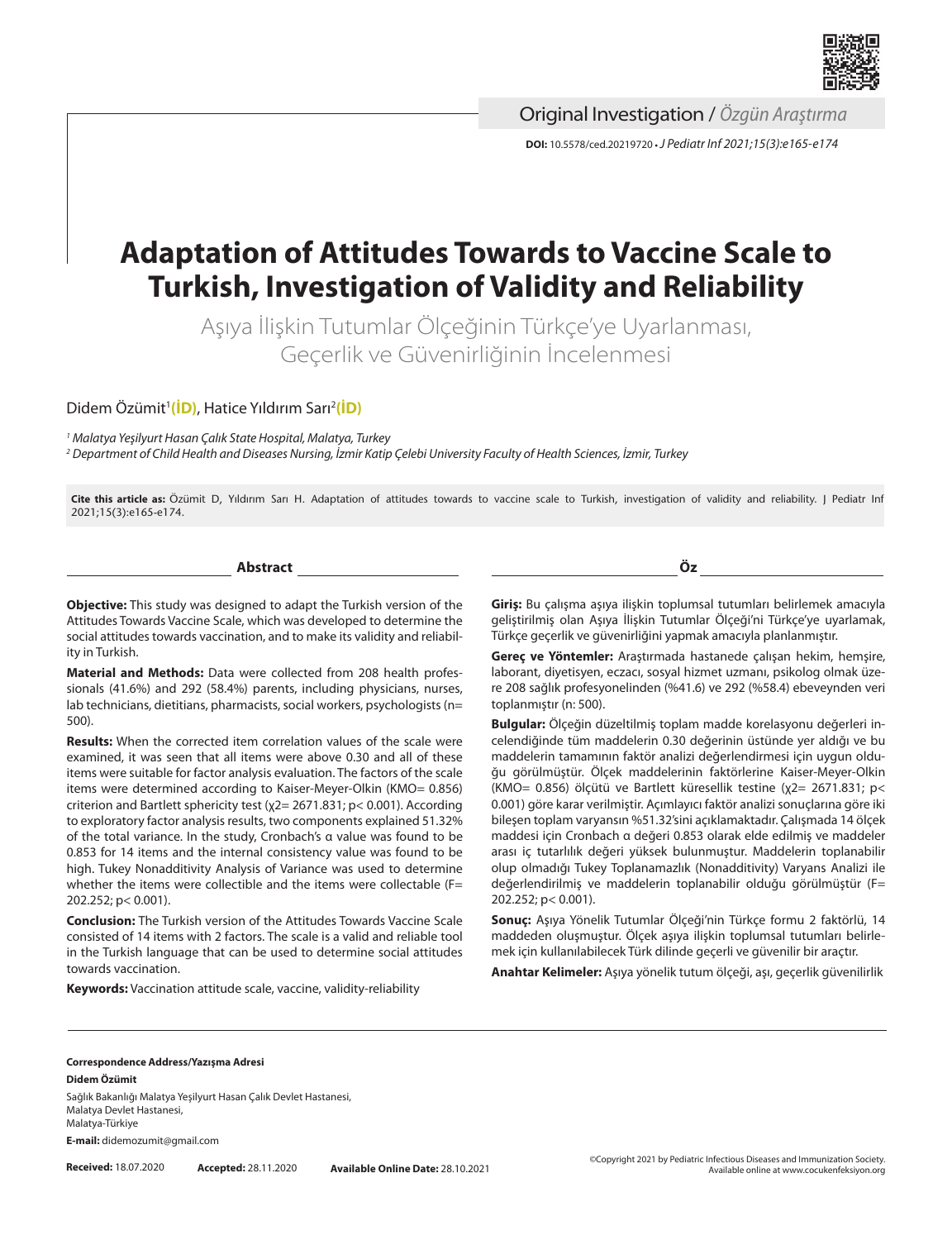Original Investigation / *Özgün Araştırma*

**DOI:** 10.5578/ced.20219720 • *J Pediatr Inf 2021;15(3):e165-e174*

# Adaptation of Attitudes Towards to Vaccine Scale to Turkish, Investigation of Validity and Reliability

## Aşıya İlişkin Tutumlar Ölçeğinin Türkçe'ye Uyarlanması, Geçerlik ve Güvenirliğinin İncelenmesi

Didem Özümit[1], Hatice Yıldırım Sarı[2]

*[1] Malatya Yeşilyurt Hasan Çalık State Hospital, Malatya, Turkey*
*[2] Department of Child Health and Diseases Nursing, İzmir Katip Çelebi University Faculty of Health Sciences, İzmir, Turkey*

**Cite this article as:** Özümit D, Yıldırım Sarı H. Adaptation of attitudes towards to vaccine scale to Turkish, investigation of validity and reliability. J Pediatr Inf 2021;15(3):e165-e174.

### Abstract

**Objective:** This study was designed to adapt the Turkish version of the Attitudes Towards Vaccine Scale, which was developed to determine the social attitudes towards vaccination, and to make its validity and reliability in Turkish.

**Material and Methods:** Data were collected from 208 health professionals (41.6%) and 292 (58.4%) parents, including physicians, nurses, lab technicians, dietitians, pharmacists, social workers, psychologists (n= 500).

**Results:** When the corrected item correlation values of the scale were examined, it was seen that all items were above 0.30 and all of these items were suitable for factor analysis evaluation. The factors of the scale items were determined according to Kaiser-Meyer-Olkin (KMO= 0.856) criterion and Bartlett sphericity test ($\chi^2$= 2671.831; p< 0.001). According to exploratory factor analysis results, two components explained 51.32% of the total variance. In the study, Cronbach's α value was found to be 0.853 for 14 items and the internal consistency value was found to be high. Tukey Nonadditivity Analysis of Variance was used to determine whether the items were collectible and the items were collectable (F= 202.252; p< 0.001).

**Conclusion:** The Turkish version of the Attitudes Towards Vaccine Scale consisted of 14 items with 2 factors. The scale is a valid and reliable tool in the Turkish language that can be used to determine social attitudes towards vaccination.

**Keywords:** Vaccination attitude scale, vaccine, validity-reliability

### Öz

**Giriş:** Bu çalışma aşıya ilişkin toplumsal tutumları belirlemek amacıyla geliştirilmiş olan Aşıya İlişkin Tutumlar Ölçeği'ni Türkçe'ye uyarlamak, Türkçe geçerlik ve güvenirliğini yapmak amacıyla planlanmıştır.

**Gereç ve Yöntemler:** Araştırmada hastanede çalışan hekim, hemşire, laborant, diyetisyen, eczacı, sosyal hizmet uzmanı, psikolog olmak üzere 208 sağlık profesyonelinden (%41.6) ve 292 (%58.4) ebeveynden veri toplanmıştır (n: 500).

**Bulgular:** Ölçeğin düzeltilmiş toplam madde korelasyonu değerleri incelendiğinde tüm maddelerin 0.30 değerinin üstünde yer aldığı ve bu maddelerin tamamının faktör analizi değerlendirmesi için uygun olduğu görülmüştür. Ölçek maddelerinin faktörlerine Kaiser-Meyer-Olkin (KMO= 0.856) ölçütü ve Bartlett küresellik testine ($\chi^2$= 2671.831; p< 0.001) göre karar verilmiştir. Açımlayıcı faktör analizi sonuçlarına göre iki bileşen toplam varyansın %51.32'sini açıklamaktadır. Çalışmada 14 ölçek maddesi için Cronbach α değeri 0.853 olarak elde edilmiş ve maddeler arası iç tutarlılık değeri yüksek bulunmuştur. Maddelerin toplanabilir olup olmadığı Tukey Toplanamazlık (Nonadditivity) Varyans Analizi ile değerlendirilmiş ve maddelerin toplanabilir olduğu görülmüştür (F= 202.252; p< 0.001).

**Sonuç:** Aşıya Yönelik Tutumlar Ölçeği'nin Türkçe formu 2 faktörlü, 14 maddeden oluşmuştur. Ölçek aşıya ilişkin toplumsal tutumları belirlemek için kullanılabilecek Türk dilinde geçerli ve güvenilir bir araçtır.

**Anahtar Kelimeler:** Aşıya yönelik tutum ölçeği, aşı, geçerlik güvenilirlik

**Correspondence Address/Yazışma Adresi**
**Didem Özümit**
Sağlık Bakanlığı Malatya Yeşilyurt Hasan Çalık Devlet Hastanesi,
Malatya Devlet Hastanesi,
Malatya-Türkiye
**E-mail:** didemozumit@gmail.com

**Received:** 18.07.2020 **Accepted:** 28.11.2020 **Available Online Date:** 28.10.2021

©Copyright 2021 by Pediatric Infectious Diseases and Immunization Society.
Available online at www.cocukenfeksiyon.org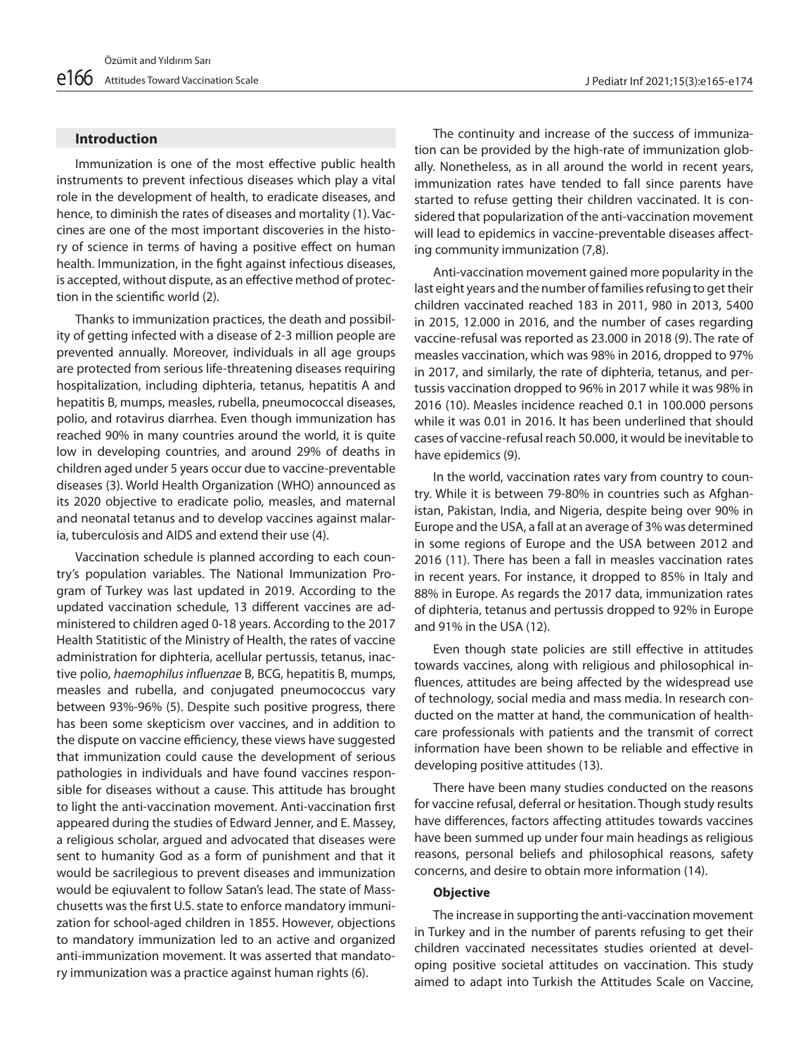## Introduction

Immunization is one of the most effective public health instruments to prevent infectious diseases which play a vital role in the development of health, to eradicate diseases, and hence, to diminish the rates of diseases and mortality (1). Vaccines are one of the most important discoveries in the history of science in terms of having a positive effect on human health. Immunization, in the fight against infectious diseases, is accepted, without dispute, as an effective method of protection in the scientific world (2).

Thanks to immunization practices, the death and possibility of getting infected with a disease of 2-3 million people are prevented annually. Moreover, individuals in all age groups are protected from serious life-threatening diseases requiring hospitalization, including diphteria, tetanus, hepatitis A and hepatitis B, mumps, measles, rubella, pneumococcal diseases, polio, and rotavirus diarrhea. Even though immunization has reached 90% in many countries around the world, it is quite low in developing countries, and around 29% of deaths in children aged under 5 years occur due to vaccine-preventable diseases (3). World Health Organization (WHO) announced as its 2020 objective to eradicate polio, measles, and maternal and neonatal tetanus and to develop vaccines against malaria, tuberculosis and AIDS and extend their use (4).

Vaccination schedule is planned according to each country's population variables. The National Immunization Program of Turkey was last updated in 2019. According to the updated vaccination schedule, 13 different vaccines are administered to children aged 0-18 years. According to the 2017 Health Statitistic of the Ministry of Health, the rates of vaccine administration for diphteria, acellular pertussis, tetanus, inactive polio, *haemophilus influenzae* B, BCG, hepatitis B, mumps, measles and rubella, and conjugated pneumococcus vary between 93%-96% (5). Despite such positive progress, there has been some skepticism over vaccines, and in addition to the dispute on vaccine efficiency, these views have suggested that immunization could cause the development of serious pathologies in individuals and have found vaccines responsible for diseases without a cause. This attitude has brought to light the anti-vaccination movement. Anti-vaccination first appeared during the studies of Edward Jenner, and E. Massey, a religious scholar, argued and advocated that diseases were sent to humanity God as a form of punishment and that it would be sacrilegious to prevent diseases and immunization would be eqiuvalent to follow Satan's lead. The state of Masschusetts was the first U.S. state to enforce mandatory immunization for school-aged children in 1855. However, objections to mandatory immunization led to an active and organized anti-immunization movement. It was asserted that mandatory immunization was a practice against human rights (6).

The continuity and increase of the success of immunization can be provided by the high-rate of immunization globally. Nonetheless, as in all around the world in recent years, immunization rates have tended to fall since parents have started to refuse getting their children vaccinated. It is considered that popularization of the anti-vaccination movement will lead to epidemics in vaccine-preventable diseases affecting community immunization (7,8).

Anti-vaccination movement gained more popularity in the last eight years and the number of families refusing to get their children vaccinated reached 183 in 2011, 980 in 2013, 5400 in 2015, 12.000 in 2016, and the number of cases regarding vaccine-refusal was reported as 23.000 in 2018 (9). The rate of measles vaccination, which was 98% in 2016, dropped to 97% in 2017, and similarly, the rate of diphteria, tetanus, and pertussis vaccination dropped to 96% in 2017 while it was 98% in 2016 (10). Measles incidence reached 0.1 in 100.000 persons while it was 0.01 in 2016. It has been underlined that should cases of vaccine-refusal reach 50.000, it would be inevitable to have epidemics (9).

In the world, vaccination rates vary from country to country. While it is between 79-80% in countries such as Afghanistan, Pakistan, India, and Nigeria, despite being over 90% in Europe and the USA, a fall at an average of 3% was determined in some regions of Europe and the USA between 2012 and 2016 (11). There has been a fall in measles vaccination rates in recent years. For instance, it dropped to 85% in Italy and 88% in Europe. As regards the 2017 data, immunization rates of diphteria, tetanus and pertussis dropped to 92% in Europe and 91% in the USA (12).

Even though state policies are still effective in attitudes towards vaccines, along with religious and philosophical influences, attitudes are being affected by the widespread use of technology, social media and mass media. In research conducted on the matter at hand, the communication of healthcare professionals with patients and the transmit of correct information have been shown to be reliable and effective in developing positive attitudes (13).

There have been many studies conducted on the reasons for vaccine refusal, deferral or hesitation. Though study results have differences, factors affecting attitudes towards vaccines have been summed up under four main headings as religious reasons, personal beliefs and philosophical reasons, safety concerns, and desire to obtain more information (14).

### Objective

The increase in supporting the anti-vaccination movement in Turkey and in the number of parents refusing to get their children vaccinated necessitates studies oriented at developing positive societal attitudes on vaccination. This study aimed to adapt into Turkish the Attitudes Scale on Vaccine,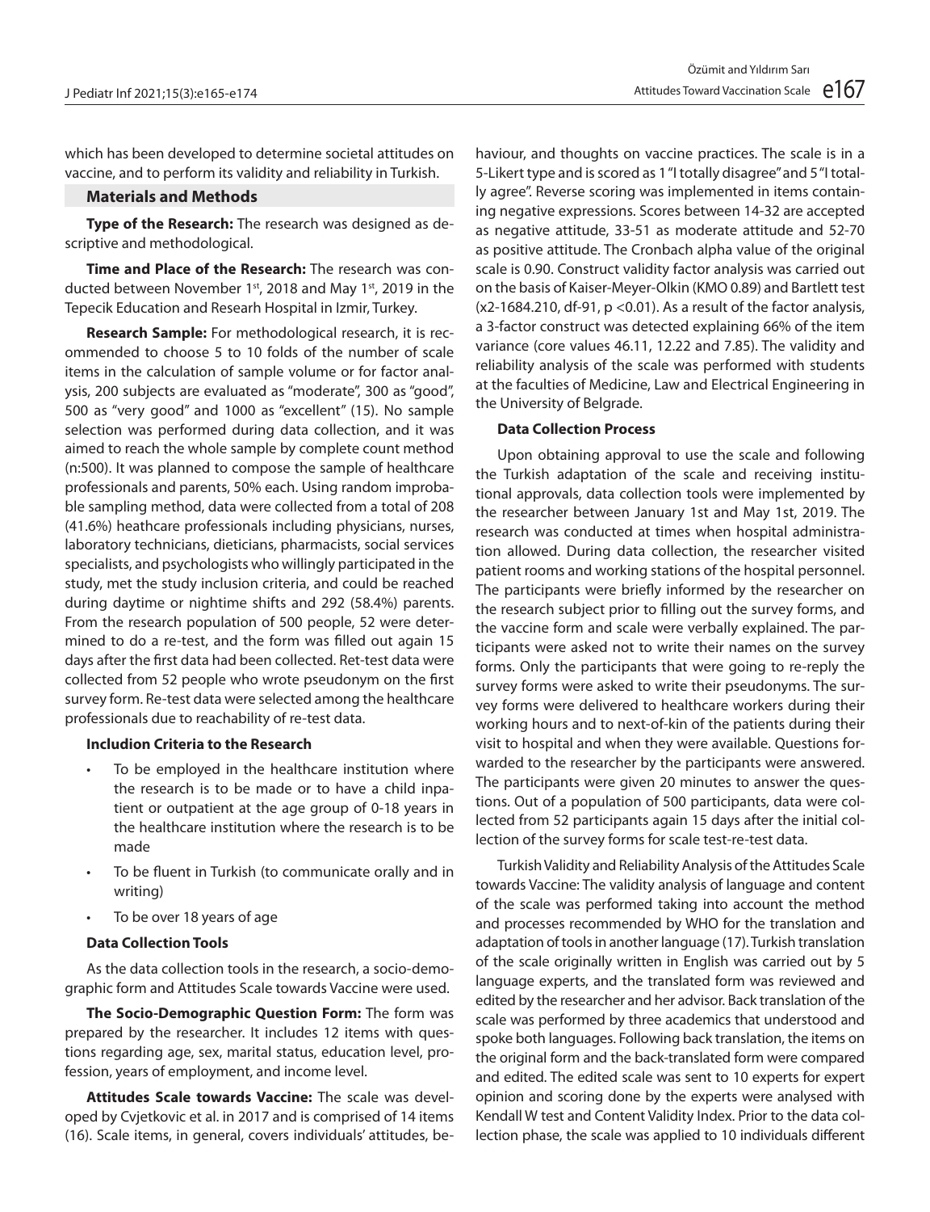which has been developed to determine societal attitudes on vaccine, and to perform its validity and reliability in Turkish.

## Materials and Methods

**Type of the Research:** The research was designed as descriptive and methodological.

**Time and Place of the Research:** The research was conducted between November 1st, 2018 and May 1st, 2019 in the Tepecik Education and Researh Hospital in Izmir, Turkey.

**Research Sample:** For methodological research, it is recommended to choose 5 to 10 folds of the number of scale items in the calculation of sample volume or for factor analysis, 200 subjects are evaluated as "moderate", 300 as "good", 500 as "very good" and 1000 as "excellent" (15). No sample selection was performed during data collection, and it was aimed to reach the whole sample by complete count method (n:500). It was planned to compose the sample of healthcare professionals and parents, 50% each. Using random improbable sampling method, data were collected from a total of 208 (41.6%) heathcare professionals including physicians, nurses, laboratory technicians, dieticians, pharmacists, social services specialists, and psychologists who willingly participated in the study, met the study inclusion criteria, and could be reached during daytime or nightime shifts and 292 (58.4%) parents. From the research population of 500 people, 52 were determined to do a re-test, and the form was filled out again 15 days after the first data had been collected. Ret-test data were collected from 52 people who wrote pseudonym on the first survey form. Re-test data were selected among the healthcare professionals due to reachability of re-test data.

**Includion Criteria to the Research**

- To be employed in the healthcare institution where the research is to be made or to have a child inpatient or outpatient at the age group of 0-18 years in the healthcare institution where the research is to be made
- To be fluent in Turkish (to communicate orally and in writing)
- To be over 18 years of age

**Data Collection Tools**

As the data collection tools in the research, a socio-demographic form and Attitudes Scale towards Vaccine were used.

**The Socio-Demographic Question Form:** The form was prepared by the researcher. It includes 12 items with questions regarding age, sex, marital status, education level, profession, years of employment, and income level.

**Attitudes Scale towards Vaccine:** The scale was developed by Cvjetkovic et al. in 2017 and is comprised of 14 items (16). Scale items, in general, covers individuals' attitudes, behaviour, and thoughts on vaccine practices. The scale is in a 5-Likert type and is scored as 1 "I totally disagree" and 5 "I totally agree". Reverse scoring was implemented in items containing negative expressions. Scores between 14-32 are accepted as negative attitude, 33-51 as moderate attitude and 52-70 as positive attitude. The Cronbach alpha value of the original scale is 0.90. Construct validity factor analysis was carried out on the basis of Kaiser-Meyer-Olkin (KMO 0.89) and Bartlett test (x2-1684.210, df-91, $p < 0.01$). As a result of the factor analysis, a 3-factor construct was detected explaining 66% of the item variance (core values 46.11, 12.22 and 7.85). The validity and reliability analysis of the scale was performed with students at the faculties of Medicine, Law and Electrical Engineering in the University of Belgrade.

**Data Collection Process**

Upon obtaining approval to use the scale and following the Turkish adaptation of the scale and receiving institutional approvals, data collection tools were implemented by the researcher between January 1st and May 1st, 2019. The research was conducted at times when hospital administration allowed. During data collection, the researcher visited patient rooms and working stations of the hospital personnel. The participants were briefly informed by the researcher on the research subject prior to filling out the survey forms, and the vaccine form and scale were verbally explained. The participants were asked not to write their names on the survey forms. Only the participants that were going to re-reply the survey forms were asked to write their pseudonyms. The survey forms were delivered to healthcare workers during their working hours and to next-of-kin of the patients during their visit to hospital and when they were available. Questions forwarded to the researcher by the participants were answered. The participants were given 20 minutes to answer the questions. Out of a population of 500 participants, data were collected from 52 participants again 15 days after the initial collection of the survey forms for scale test-re-test data.

Turkish Validity and Reliability Analysis of the Attitudes Scale towards Vaccine: The validity analysis of language and content of the scale was performed taking into account the method and processes recommended by WHO for the translation and adaptation of tools in another language (17). Turkish translation of the scale originally written in English was carried out by 5 language experts, and the translated form was reviewed and edited by the researcher and her advisor. Back translation of the scale was performed by three academics that understood and spoke both languages. Following back translation, the items on the original form and the back-translated form were compared and edited. The edited scale was sent to 10 experts for expert opinion and scoring done by the experts were analysed with Kendall W test and Content Validity Index. Prior to the data collection phase, the scale was applied to 10 individuals different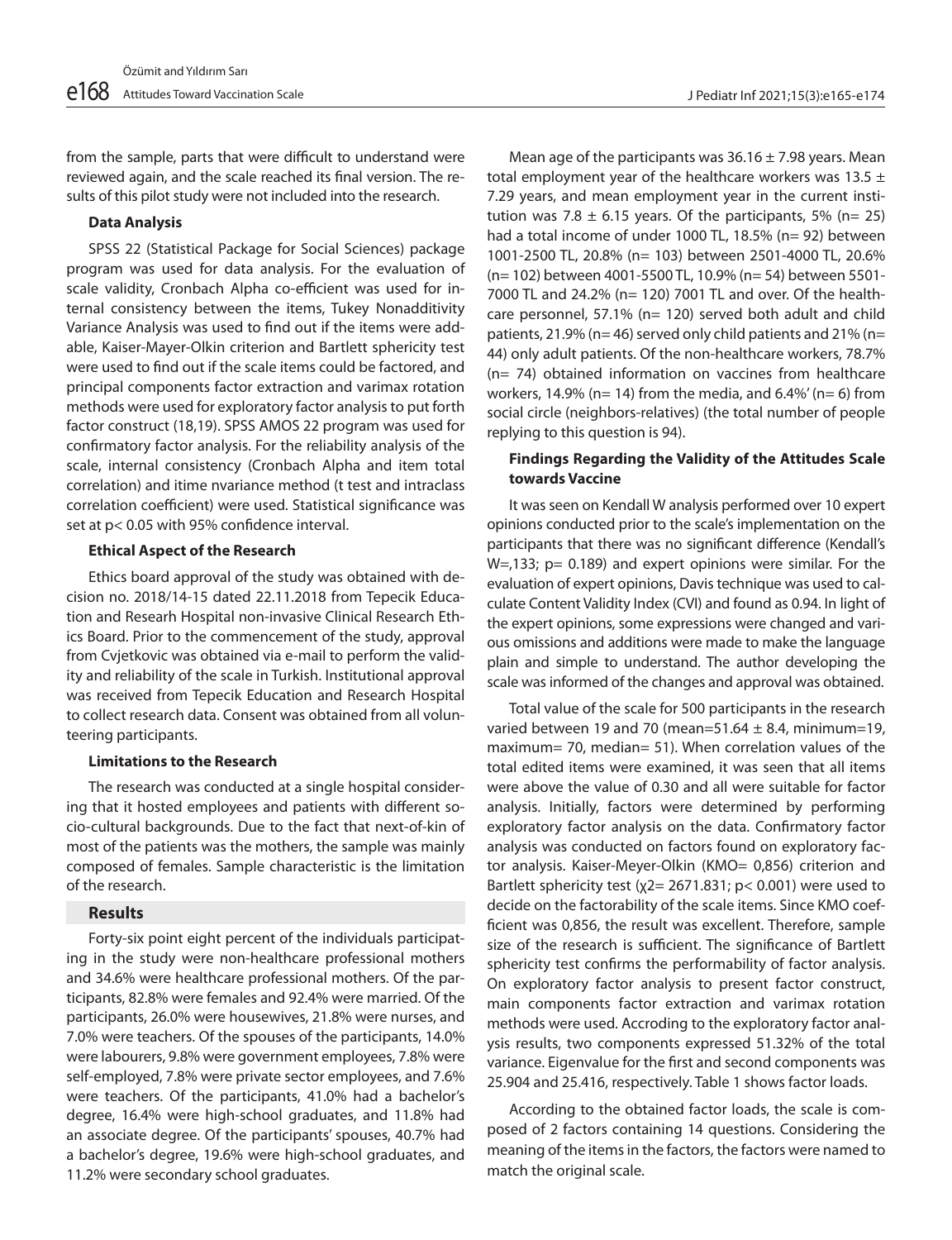from the sample, parts that were difficult to understand were reviewed again, and the scale reached its final version. The results of this pilot study were not included into the research.

### Data Analysis

SPSS 22 (Statistical Package for Social Sciences) package program was used for data analysis. For the evaluation of scale validity, Cronbach Alpha co-efficient was used for internal consistency between the items, Tukey Nonadditivity Variance Analysis was used to find out if the items were addable, Kaiser-Mayer-Olkin criterion and Bartlett sphericity test were used to find out if the scale items could be factored, and principal components factor extraction and varimax rotation methods were used for exploratory factor analysis to put forth factor construct (18,19). SPSS AMOS 22 program was used for confirmatory factor analysis. For the reliability analysis of the scale, internal consistency (Cronbach Alpha and item total correlation) and itime nvariance method (t test and intraclass correlation coefficient) were used. Statistical significance was set at $p< 0.05$ with 95% confidence interval.

### Ethical Aspect of the Research

Ethics board approval of the study was obtained with decision no. 2018/14-15 dated 22.11.2018 from Tepecik Education and Researh Hospital non-invasive Clinical Research Ethics Board. Prior to the commencement of the study, approval from Cvjetkovic was obtained via e-mail to perform the validity and reliability of the scale in Turkish. Institutional approval was received from Tepecik Education and Research Hospital to collect research data. Consent was obtained from all volunteering participants.

### Limitations to the Research

The research was conducted at a single hospital considering that it hosted employees and patients with different socio-cultural backgrounds. Due to the fact that next-of-kin of most of the patients was the mothers, the sample was mainly composed of females. Sample characteristic is the limitation of the research.

## Results

Forty-six point eight percent of the individuals participating in the study were non-healthcare professional mothers and 34.6% were healthcare professional mothers. Of the participants, 82.8% were females and 92.4% were married. Of the participants, 26.0% were housewives, 21.8% were nurses, and 7.0% were teachers. Of the spouses of the participants, 14.0% were labourers, 9.8% were government employees, 7.8% were self-employed, 7.8% were private sector employees, and 7.6% were teachers. Of the participants, 41.0% had a bachelor's degree, 16.4% were high-school graduates, and 11.8% had an associate degree. Of the participants' spouses, 40.7% had a bachelor's degree, 19.6% were high-school graduates, and 11.2% were secondary school graduates.

Mean age of the participants was 36.16 ± 7.98 years. Mean total employment year of the healthcare workers was 13.5 ± 7.29 years, and mean employment year in the current institution was 7.8 ± 6.15 years. Of the participants, 5% (n= 25) had a total income of under 1000 TL, 18.5% (n= 92) between 1001-2500 TL, 20.8% (n= 103) between 2501-4000 TL, 20.6% (n= 102) between 4001-5500 TL, 10.9% (n= 54) between 5501-7000 TL and 24.2% (n= 120) 7001 TL and over. Of the healthcare personnel, 57.1% (n= 120) served both adult and child patients, 21.9% (n= 46) served only child patients and 21% (n= 44) only adult patients. Of the non-healthcare workers, 78.7% (n= 74) obtained information on vaccines from healthcare workers, 14.9% (n= 14) from the media, and 6.4%' (n= 6) from social circle (neighbors-relatives) (the total number of people replying to this question is 94).

### Findings Regarding the Validity of the Attitudes Scale towards Vaccine

It was seen on Kendall W analysis performed over 10 expert opinions conducted prior to the scale's implementation on the participants that there was no significant difference (Kendall's W=,133; p= 0.189) and expert opinions were similar. For the evaluation of expert opinions, Davis technique was used to calculate Content Validity Index (CVI) and found as 0.94. In light of the expert opinions, some expressions were changed and various omissions and additions were made to make the language plain and simple to understand. The author developing the scale was informed of the changes and approval was obtained.

Total value of the scale for 500 participants in the research varied between 19 and 70 (mean=51.64 ± 8.4, minimum=19, maximum= 70, median= 51). When correlation values of the total edited items were examined, it was seen that all items were above the value of 0.30 and all were suitable for factor analysis. Initially, factors were determined by performing exploratory factor analysis on the data. Confirmatory factor analysis was conducted on factors found on exploratory factor analysis. Kaiser-Meyer-Olkin (KMO= 0,856) criterion and Bartlett sphericity test ($\chi^2$= 2671.831; $p< 0.001$) were used to decide on the factorability of the scale items. Since KMO coefficient was 0,856, the result was excellent. Therefore, sample size of the research is sufficient. The significance of Bartlett sphericity test confirms the performability of factor analysis. On exploratory factor analysis to present factor construct, main components factor extraction and varimax rotation methods were used. Accroding to the exploratory factor analysis results, two components expressed 51.32% of the total variance. Eigenvalue for the first and second components was 25.904 and 25.416, respectively. Table 1 shows factor loads.

According to the obtained factor loads, the scale is composed of 2 factors containing 14 questions. Considering the meaning of the items in the factors, the factors were named to match the original scale.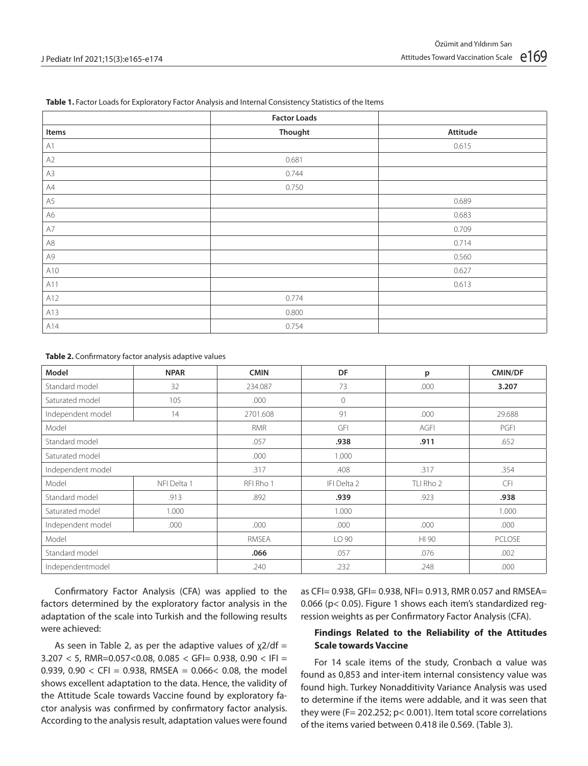**Table 1.** Factor Loads for Exploratory Factor Analysis and Internal Consistency Statistics of the Items

| | Factor Loads | |
|---|---|---|
| **Items** | **Thought** | **Attitude** |
| A1 | | 0.615 |
| A2 | 0.681 | |
| A3 | 0.744 | |
| A4 | 0.750 | |
| A5 | | 0.689 |
| A6 | | 0.683 |
| A7 | | 0.709 |
| A8 | | 0.714 |
| A9 | | 0.560 |
| A10 | | 0.627 |
| A11 | | 0.613 |
| A12 | 0.774 | |
| A13 | 0.800 | |
| A14 | 0.754 | |

**Table 2.** Confirmatory factor analysis adaptive values

| Model | NPAR | CMIN | DF | p | CMIN/DF |
|---|---|---|---|---|---|
| Standard model | 32 | 234.087 | 73 | .000 | **3.207** |
| Saturated model | 105 | .000 | 0 | | |
| Independent model | 14 | 2701.608 | 91 | .000 | 29.688 |
| Model | | RMR | GFI | AGFI | PGFI |
| Standard model | | .057 | **.938** | **.911** | .652 |
| Saturated model | | .000 | 1.000 | | |
| Independent model | | .317 | .408 | .317 | .354 |
| Model | NFI Delta 1 | RFI Rho 1 | IFI Delta 2 | TLI Rho 2 | CFI |
| Standard model | .913 | .892 | **.939** | .923 | **.938** |
| Saturated model | 1.000 | | 1.000 | | 1.000 |
| Independent model | .000 | .000 | .000 | .000 | .000 |
| Model | | RMSEA | LO 90 | HI 90 | PCLOSE |
| Standard model | | **.066** | .057 | .076 | .002 |
| Independentmodel | | .240 | .232 | .248 | .000 |

Confirmatory Factor Analysis (CFA) was applied to the factors determined by the exploratory factor analysis in the adaptation of the scale into Turkish and the following results were achieved:

As seen in Table 2, as per the adaptive values of $\chi 2/df = 3.207 < 5$, RMR=0.057<0.08, 0.085 < GFI= 0.938, 0.90 < IFI = 0.939, 0.90 < CFI = 0.938, RMSEA = 0.066< 0.08, the model shows excellent adaptation to the data. Hence, the validity of the Attitude Scale towards Vaccine found by exploratory factor analysis was confirmed by confirmatory factor analysis. According to the analysis result, adaptation values were found as CFI= 0.938, GFI= 0.938, NFI= 0.913, RMR 0.057 and RMSEA= 0.066 ($p< 0.05$). Figure 1 shows each item's standardized regression weights as per Confirmatory Factor Analysis (CFA).

### Findings Related to the Reliability of the Attitudes Scale towards Vaccine

For 14 scale items of the study, Cronbach α value was found as 0,853 and inter-item internal consistency value was found high. Turkey Nonadditivity Variance Analysis was used to determine if the items were addable, and it was seen that they were (F= 202.252; $p< 0.001$). Item total score correlations of the items varied between 0.418 ile 0.569. (Table 3).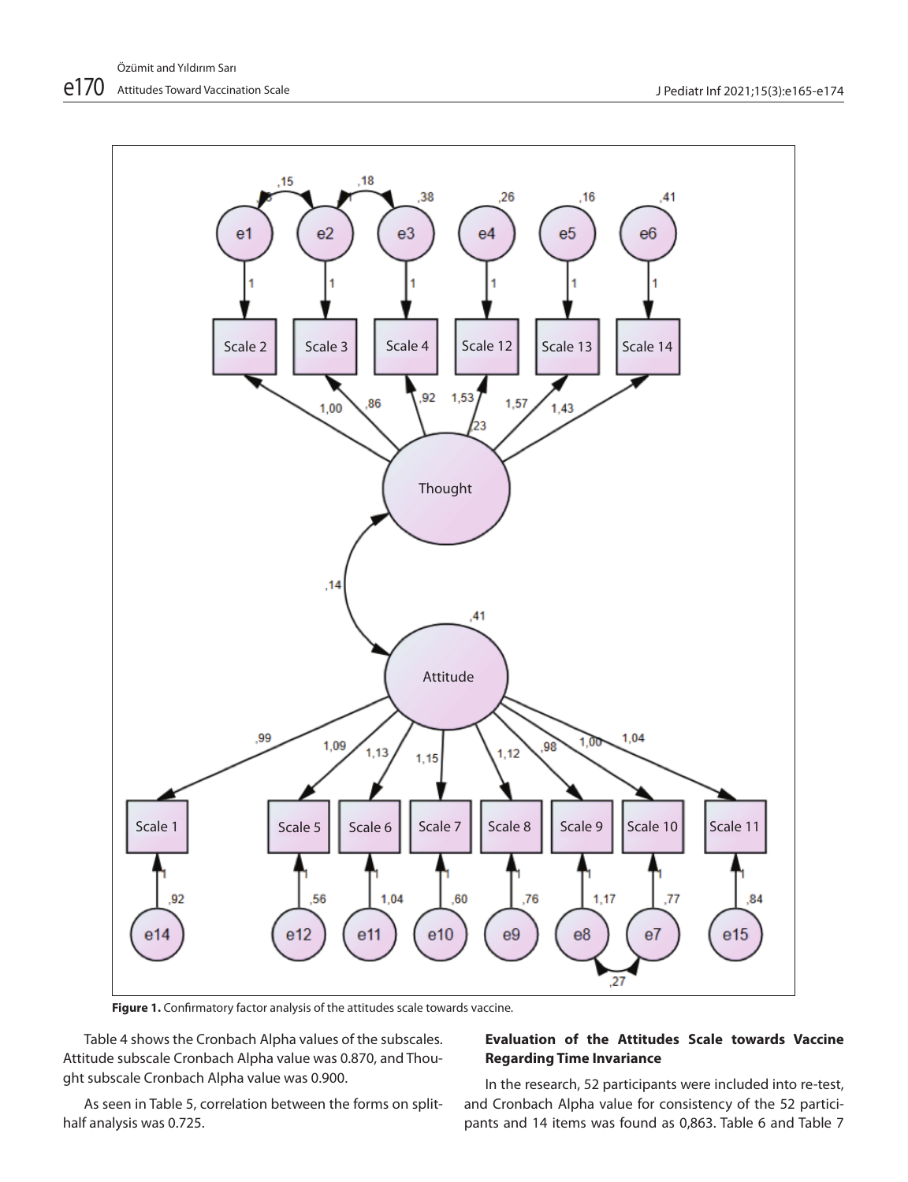**Figure 1.** Confirmatory factor analysis of the attitudes scale towards vaccine.

Table 4 shows the Cronbach Alpha values of the subscales. Attitude subscale Cronbach Alpha value was 0.870, and Thought subscale Cronbach Alpha value was 0.900.

As seen in Table 5, correlation between the forms on split-half analysis was 0.725.

**Evaluation of the Attitudes Scale towards Vaccine Regarding Time Invariance**

In the research, 52 participants were included into re-test, and Cronbach Alpha value for consistency of the 52 participants and 14 items was found as 0,863. Table 6 and Table 7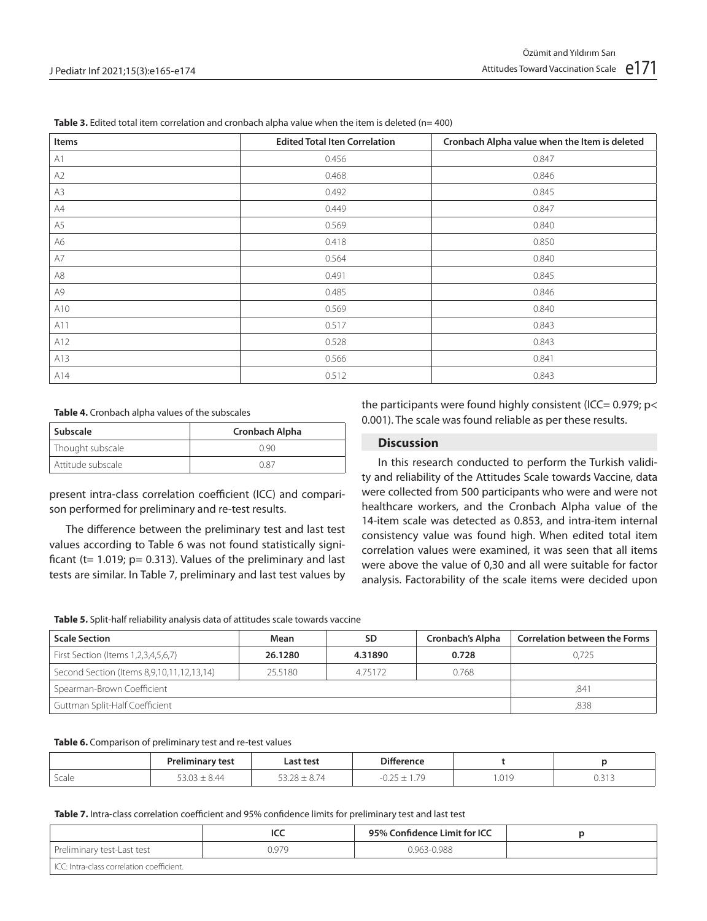**Table 3.** Edited total item correlation and cronbach alpha value when the item is deleted (n= 400)

| Items | Edited Total Iten Correlation | Cronbach Alpha value when the Item is deleted |
|---|---|---|
| A1 | 0.456 | 0.847 |
| A2 | 0.468 | 0.846 |
| A3 | 0.492 | 0.845 |
| A4 | 0.449 | 0.847 |
| A5 | 0.569 | 0.840 |
| A6 | 0.418 | 0.850 |
| A7 | 0.564 | 0.840 |
| A8 | 0.491 | 0.845 |
| A9 | 0.485 | 0.846 |
| A10 | 0.569 | 0.840 |
| A11 | 0.517 | 0.843 |
| A12 | 0.528 | 0.843 |
| A13 | 0.566 | 0.841 |
| A14 | 0.512 | 0.843 |

**Table 4.** Cronbach alpha values of the subscales

| Subscale | Cronbach Alpha |
|---|---|
| Thought subscale | 0.90 |
| Attitude subscale | 0.87 |

present intra-class correlation coefficient (ICC) and comparison performed for preliminary and re-test results.

The difference between the preliminary test and last test values according to Table 6 was not found statistically significant (t= 1.019; p= 0.313). Values of the preliminary and last tests are similar. In Table 7, preliminary and last test values by the participants were found highly consistent (ICC= 0.979; p< 0.001). The scale was found reliable as per these results.

## Discussion

In this research conducted to perform the Turkish validity and reliability of the Attitudes Scale towards Vaccine, data were collected from 500 participants who were and were not healthcare workers, and the Cronbach Alpha value of the 14-item scale was detected as 0.853, and intra-item internal consistency value was found high. When edited total item correlation values were examined, it was seen that all items were above the value of 0,30 and all were suitable for factor analysis. Factorability of the scale items were decided upon

**Table 5.** Split-half reliability analysis data of attitudes scale towards vaccine

| Scale Section | Mean | SD | Cronbach's Alpha | Correlation between the Forms |
|---|---|---|---|---|
| First Section (Items 1,2,3,4,5,6,7) | **26.1280** | **4.31890** | **0.728** | 0,725 |
| Second Section (Items 8,9,10,11,12,13,14) | 25.5180 | 4.75172 | 0.768 | |
| Spearman-Brown Coefficient | | | | ,841 |
| Guttman Split-Half Coefficient | | | | ,838 |

**Table 6.** Comparison of preliminary test and re-test values

| | Preliminary test | Last test | Difference | t | p |
|---|---|---|---|---|---|
| Scale | 53.03 ± 8.44 | 53.28 ± 8.74 | -0.25 ± 1.79 | 1.019 | 0.313 |

**Table 7.** Intra-class correlation coefficient and 95% confidence limits for preliminary test and last test

| | ICC | 95% Confidence Limit for ICC | p |
|---|---|---|---|
| Preliminary test-Last test | 0.979 | 0.963-0.988 | |

ICC: Intra-class correlation coefficient.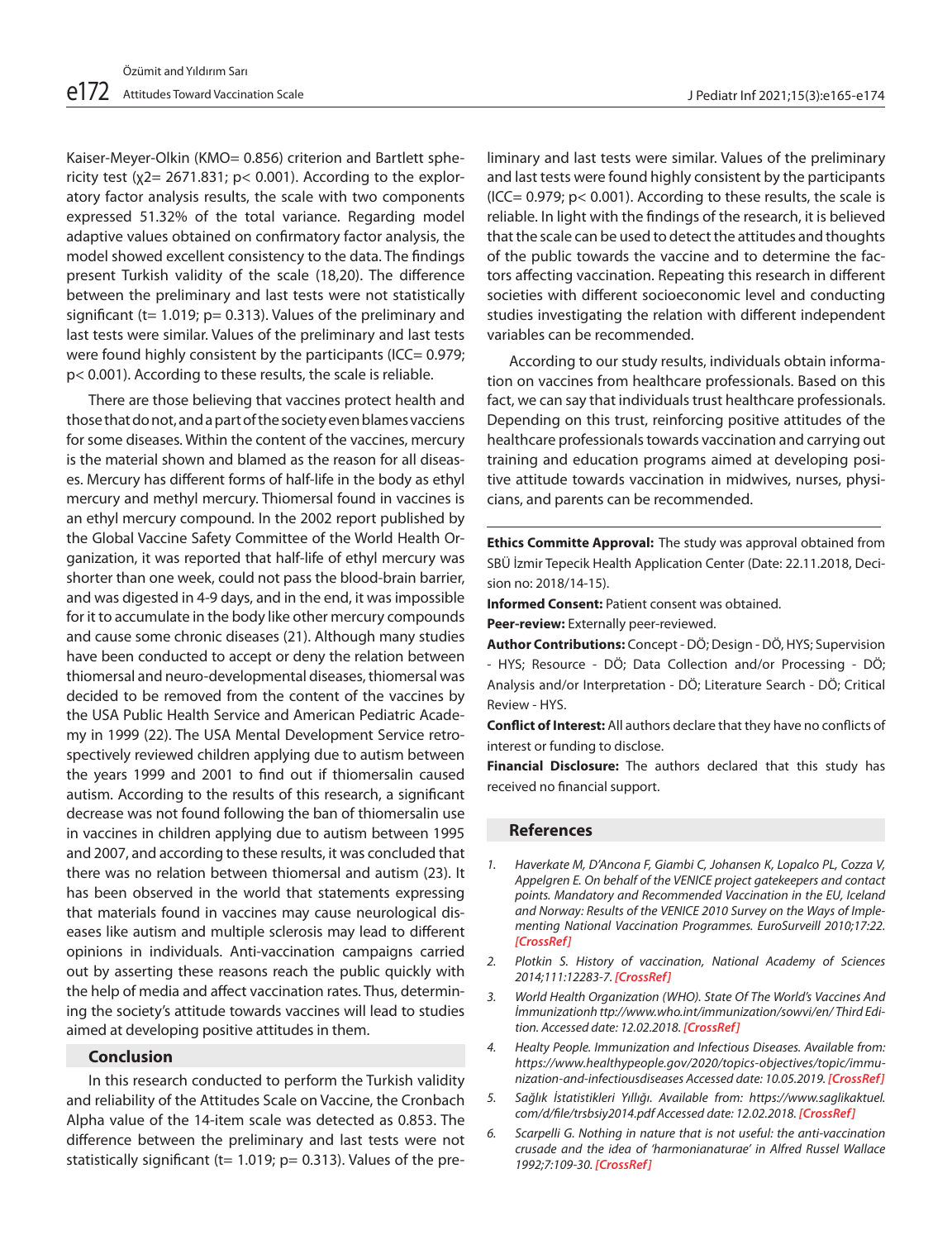Kaiser-Meyer-Olkin (KMO= 0.856) criterion and Bartlett sphericity test ($\chi 2$= 2671.831; p< 0.001). According to the exploratory factor analysis results, the scale with two components expressed 51.32% of the total variance. Regarding model adaptive values obtained on confirmatory factor analysis, the model showed excellent consistency to the data. The findings present Turkish validity of the scale (18,20). The difference between the preliminary and last tests were not statistically significant (t= 1.019; p= 0.313). Values of the preliminary and last tests were similar. Values of the preliminary and last tests were found highly consistent by the participants (ICC= 0.979; p< 0.001). According to these results, the scale is reliable.

There are those believing that vaccines protect health and those that do not, and a part of the society even blames vacciens for some diseases. Within the content of the vaccines, mercury is the material shown and blamed as the reason for all diseases. Mercury has different forms of half-life in the body as ethyl mercury and methyl mercury. Thiomersal found in vaccines is an ethyl mercury compound. In the 2002 report published by the Global Vaccine Safety Committee of the World Health Organization, it was reported that half-life of ethyl mercury was shorter than one week, could not pass the blood-brain barrier, and was digested in 4-9 days, and in the end, it was impossible for it to accumulate in the body like other mercury compounds and cause some chronic diseases (21). Although many studies have been conducted to accept or deny the relation between thiomersal and neuro-developmental diseases, thiomersal was decided to be removed from the content of the vaccines by the USA Public Health Service and American Pediatric Academy in 1999 (22). The USA Mental Development Service retrospectively reviewed children applying due to autism between the years 1999 and 2001 to find out if thiomersalin caused autism. According to the results of this research, a significant decrease was not found following the ban of thiomersalin use in vaccines in children applying due to autism between 1995 and 2007, and according to these results, it was concluded that there was no relation between thiomersal and autism (23). It has been observed in the world that statements expressing that materials found in vaccines may cause neurological diseases like autism and multiple sclerosis may lead to different opinions in individuals. Anti-vaccination campaigns carried out by asserting these reasons reach the public quickly with the help of media and affect vaccination rates. Thus, determining the society's attitude towards vaccines will lead to studies aimed at developing positive attitudes in them.

## Conclusion

In this research conducted to perform the Turkish validity and reliability of the Attitudes Scale on Vaccine, the Cronbach Alpha value of the 14-item scale was detected as 0.853. The difference between the preliminary and last tests were not statistically significant (t= 1.019; p= 0.313). Values of the preliminary and last tests were similar. Values of the preliminary and last tests were found highly consistent by the participants (ICC= 0.979; p< 0.001). According to these results, the scale is reliable. In light with the findings of the research, it is believed that the scale can be used to detect the attitudes and thoughts of the public towards the vaccine and to determine the factors affecting vaccination. Repeating this research in different societies with different socioeconomic level and conducting studies investigating the relation with different independent variables can be recommended.

According to our study results, individuals obtain information on vaccines from healthcare professionals. Based on this fact, we can say that individuals trust healthcare professionals. Depending on this trust, reinforcing positive attitudes of the healthcare professionals towards vaccination and carrying out training and education programs aimed at developing positive attitude towards vaccination in midwives, nurses, physicians, and parents can be recommended.

**Ethics Committe Approval:** The study was approval obtained from SBÜ İzmir Tepecik Health Application Center (Date: 22.11.2018, Decision no: 2018/14-15).

**Informed Consent:** Patient consent was obtained.

**Peer-review:** Externally peer-reviewed.

**Author Contributions:** Concept - DÖ; Design - DÖ, HYS; Supervision - HYS; Resource - DÖ; Data Collection and/or Processing - DÖ; Analysis and/or Interpretation - DÖ; Literature Search - DÖ; Critical Review - HYS.

**Conflict of Interest:** All authors declare that they have no conflicts of interest or funding to disclose.

**Financial Disclosure:** The authors declared that this study has received no financial support.

## References

1. *Haverkate M, D'Ancona F, Giambi C, Johansen K, Lopalco PL, Cozza V, Appelgren E. On behalf of the VENICE project gatekeepers and contact points. Mandatory and Recommended Vaccination in the EU, Iceland and Norway: Results of the VENICE 2010 Survey on the Ways of Implementing National Vaccination Programmes. EuroSurveill 2010;17:22.* **[CrossRef]**
2. *Plotkin S. History of vaccination, National Academy of Sciences 2014;111:12283-7.* **[CrossRef]**
3. *World Health Organization (WHO). State Of The World's Vaccines And İmmunizationh ttp://www.who.int/immunization/sowvi/en/ Third Edition. Accessed date: 12.02.2018.* **[CrossRef]**
4. *Healty People. Immunization and Infectious Diseases. Available from: https://www.healthypeople.gov/2020/topics-objectives/topic/immunization-and-infectiousdiseases Accessed date: 10.05.2019.* **[CrossRef]**
5. *Sağlık İstatistikleri Yıllığı. Available from: https://www.saglikaktuel.com/d/file/trsbsiy2014.pdf Accessed date: 12.02.2018.* **[CrossRef]**
6. *Scarpelli G. Nothing in nature that is not useful: the anti-vaccination crusade and the idea of 'harmonianaturae' in Alfred Russel Wallace 1992;7:109-30.* **[CrossRef]**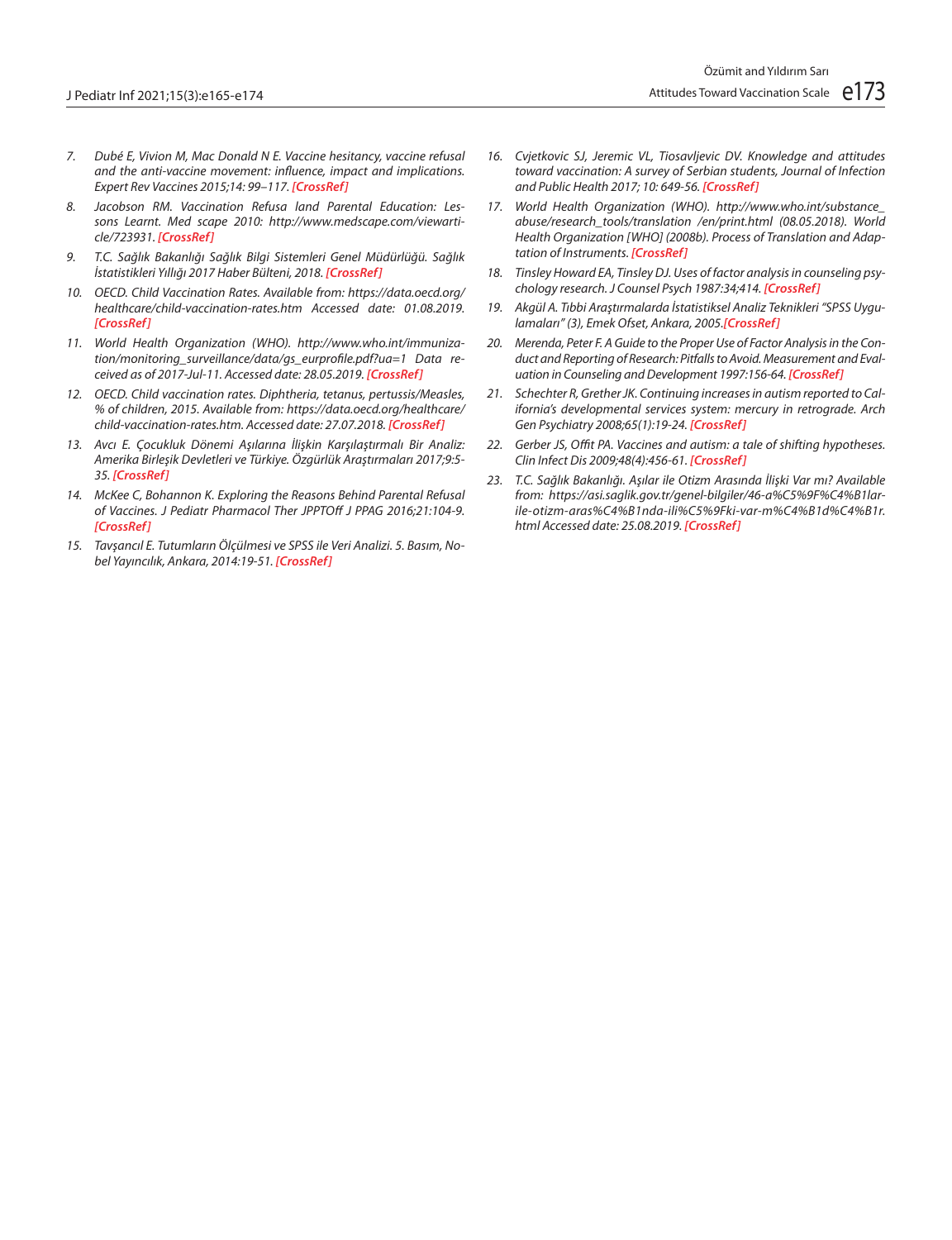7. *Dubé E, Vivion M, Mac Donald N E. Vaccine hesitancy, vaccine refusal and the anti-vaccine movement: influence, impact and implications. Expert Rev Vaccines 2015;14: 99–117.* ***[CrossRef]***
8. *Jacobson RM. Vaccination Refusa land Parental Education: Lessons Learnt. Med scape 2010: http://www.medscape.com/viewarticle/723931.* ***[CrossRef]***
9. *T.C. Sağlık Bakanlığı Sağlık Bilgi Sistemleri Genel Müdürlüğü. Sağlık İstatistikleri Yıllığı 2017 Haber Bülteni, 2018.* ***[CrossRef]***
10. *OECD. Child Vaccination Rates. Available from: https://data.oecd.org/healthcare/child-vaccination-rates.htm Accessed date: 01.08.2019.* ***[CrossRef]***
11. *World Health Organization (WHO). http://www.who.int/immunization/monitoring_surveillance/data/gs_eurprofile.pdf?ua=1 Data received as of 2017-Jul-11. Accessed date: 28.05.2019.* ***[CrossRef]***
12. *OECD. Child vaccination rates. Diphtheria, tetanus, pertussis/Measles, % of children, 2015. Available from: https://data.oecd.org/healthcare/child-vaccination-rates.htm. Accessed date: 27.07.2018.* ***[CrossRef]***
13. *Avcı E. Çocukluk Dönemi Aşılarına İlişkin Karşılaştırmalı Bir Analiz: Amerika Birleşik Devletleri ve Türkiye. Özgürlük Araştırmaları 2017;9:5-35.* ***[CrossRef]***
14. *McKee C, Bohannon K. Exploring the Reasons Behind Parental Refusal of Vaccines. J Pediatr Pharmacol Ther JPPTOff J PPAG 2016;21:104-9.* ***[CrossRef]***
15. *Tavşancıl E. Tutumların Ölçülmesi ve SPSS ile Veri Analizi. 5. Basım, Nobel Yayıncılık, Ankara, 2014:19-51.* ***[CrossRef]***
16. *Cvjetkovic SJ, Jeremic VL, Tiosavljevic DV. Knowledge and attitudes toward vaccination: A survey of Serbian students, Journal of Infection and Public Health 2017; 10: 649-56.* ***[CrossRef]***
17. *World Health Organization (WHO). http://www.who.int/substance_abuse/research_tools/translation /en/print.html (08.05.2018). World Health Organization [WHO] (2008b). Process of Translation and Adaptation of Instruments.* ***[CrossRef]***
18. *Tinsley Howard EA, Tinsley DJ. Uses of factor analysis in counseling psychology research. J Counsel Psych 1987:34;414.* ***[CrossRef]***
19. *Akgül A. Tıbbi Araştırmalarda İstatistiksel Analiz Teknikleri "SPSS Uygulamaları" (3), Emek Ofset, Ankara, 2005.****[CrossRef]***
20. *Merenda, Peter F. A Guide to the Proper Use of Factor Analysis in the Conduct and Reporting of Research: Pitfalls to Avoid. Measurement and Evaluation in Counseling and Development 1997:156-64.* ***[CrossRef]***
21. *Schechter R, Grether JK. Continuing increases in autism reported to California's developmental services system: mercury in retrograde. Arch Gen Psychiatry 2008;65(1):19-24.* ***[CrossRef]***
22. *Gerber JS, Offit PA. Vaccines and autism: a tale of shifting hypotheses. Clin Infect Dis 2009;48(4):456-61.* ***[CrossRef]***
23. *T.C. Sağlık Bakanlığı. Aşılar ile Otizm Arasında İlişki Var mı? Available from: https://asi.saglik.gov.tr/genel-bilgiler/46-a%C5%9F%C4%B1lar-ile-otizm-aras%C4%B1nda-ili%C5%9Fki-var-m%C4%B1d%C4%B1r.html Accessed date: 25.08.2019.* ***[CrossRef]***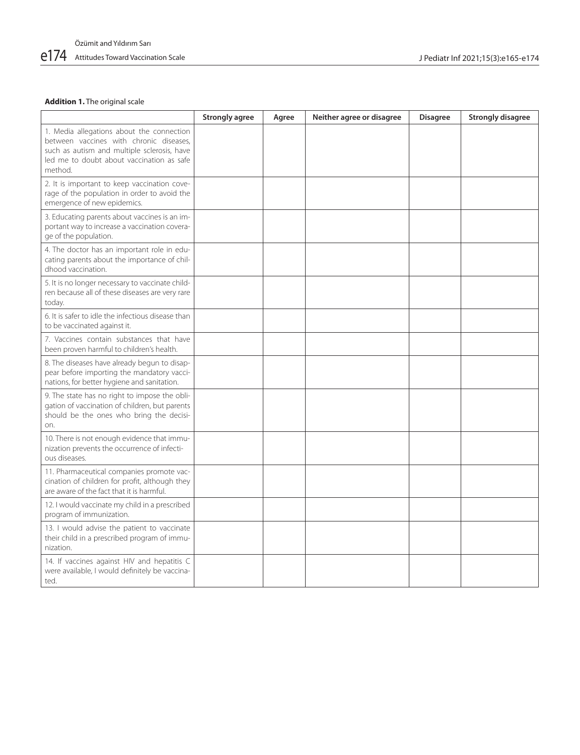**Addition 1.** The original scale

| | Strongly agree | Agree | Neither agree or disagree | Disagree | Strongly disagree |
|---|---|---|---|---|---|
| 1. Media allegations about the connection between vaccines with chronic diseases, such as autism and multiple sclerosis, have led me to doubt about vaccination as safe method. | | | | | |
| 2. It is important to keep vaccination coverage of the population in order to avoid the emergence of new epidemics. | | | | | |
| 3. Educating parents about vaccines is an important way to increase a vaccination coverage of the population. | | | | | |
| 4. The doctor has an important role in educating parents about the importance of childhood vaccination. | | | | | |
| 5. It is no longer necessary to vaccinate children because all of these diseases are very rare today. | | | | | |
| 6. It is safer to idle the infectious disease than to be vaccinated against it. | | | | | |
| 7. Vaccines contain substances that have been proven harmful to children's health. | | | | | |
| 8. The diseases have already begun to disappear before importing the mandatory vaccinations, for better hygiene and sanitation. | | | | | |
| 9. The state has no right to impose the obligation of vaccination of children, but parents should be the ones who bring the decision. | | | | | |
| 10. There is not enough evidence that immunization prevents the occurrence of infectious diseases. | | | | | |
| 11. Pharmaceutical companies promote vaccination of children for profit, although they are aware of the fact that it is harmful. | | | | | |
| 12. I would vaccinate my child in a prescribed program of immunization. | | | | | |
| 13. I would advise the patient to vaccinate their child in a prescribed program of immunization. | | | | | |
| 14. If vaccines against HIV and hepatitis C were available, I would definitely be vaccinated. | | | | | |